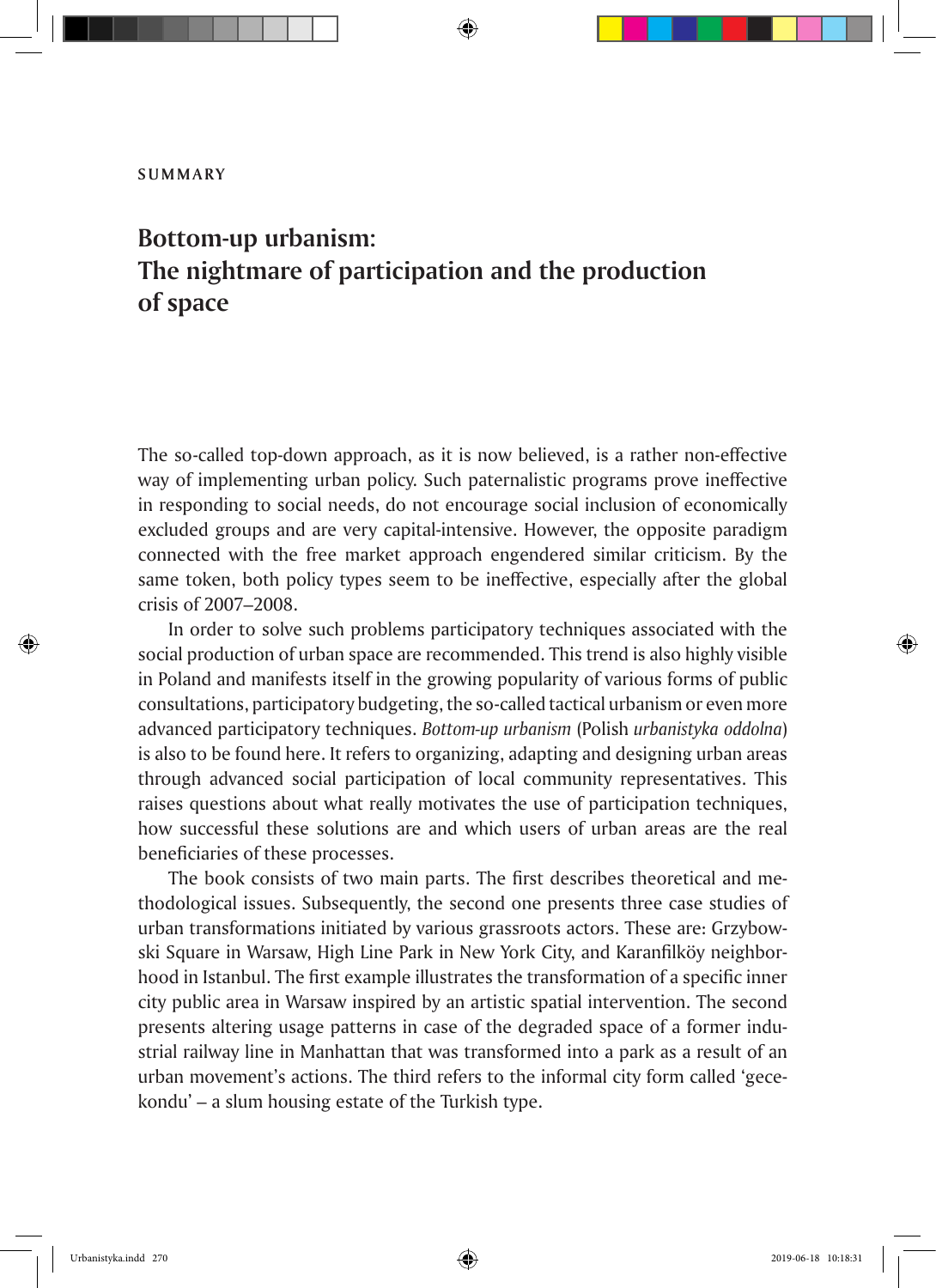SUMMARY

# Bottom-up urbanism: The nightmare of participation and the production of space

The so-called top-down approach, as it is now believed, is a rather non-effective way of implementing urban policy. Such paternalistic programs prove ineffective in responding to social needs, do not encourage social inclusion of economically excluded groups and are very capital-intensive. However, the opposite paradigm connected with the free market approach engendered similar criticism. By the same token, both policy types seem to be ineffective, especially after the global crisis of 2007–2008.

In order to solve such problems participatory techniques associated with the social production of urban space are recommended. This trend is also highly visible in Poland and manifests itself in the growing popularity of various forms of public consultations, participatory budgeting, the so-called tactical urbanism or even more advanced participatory techniques. *Bottom-up urbanism* (Polish *urbanistyka oddolna*) is also to be found here. It refers to organizing, adapting and designing urban areas through advanced social participation of local community representatives. This raises questions about what really motivates the use of participation techniques, how successful these solutions are and which users of urban areas are the real beneficiaries of these processes.

The book consists of two main parts. The first describes theoretical and methodological issues. Subsequently, the second one presents three case studies of urban transformations initiated by various grassroots actors. These are: Grzybowski Square in Warsaw, High Line Park in New York City, and Karanfilköy neighborhood in Istanbul. The first example illustrates the transformation of a specific inner city public area in Warsaw inspired by an artistic spatial intervention. The second presents altering usage patterns in case of the degraded space of a former industrial railway line in Manhattan that was transformed into a park as a result of an urban movement's actions. The third refers to the informal city form called 'gecekondu' – a slum housing estate of the Turkish type.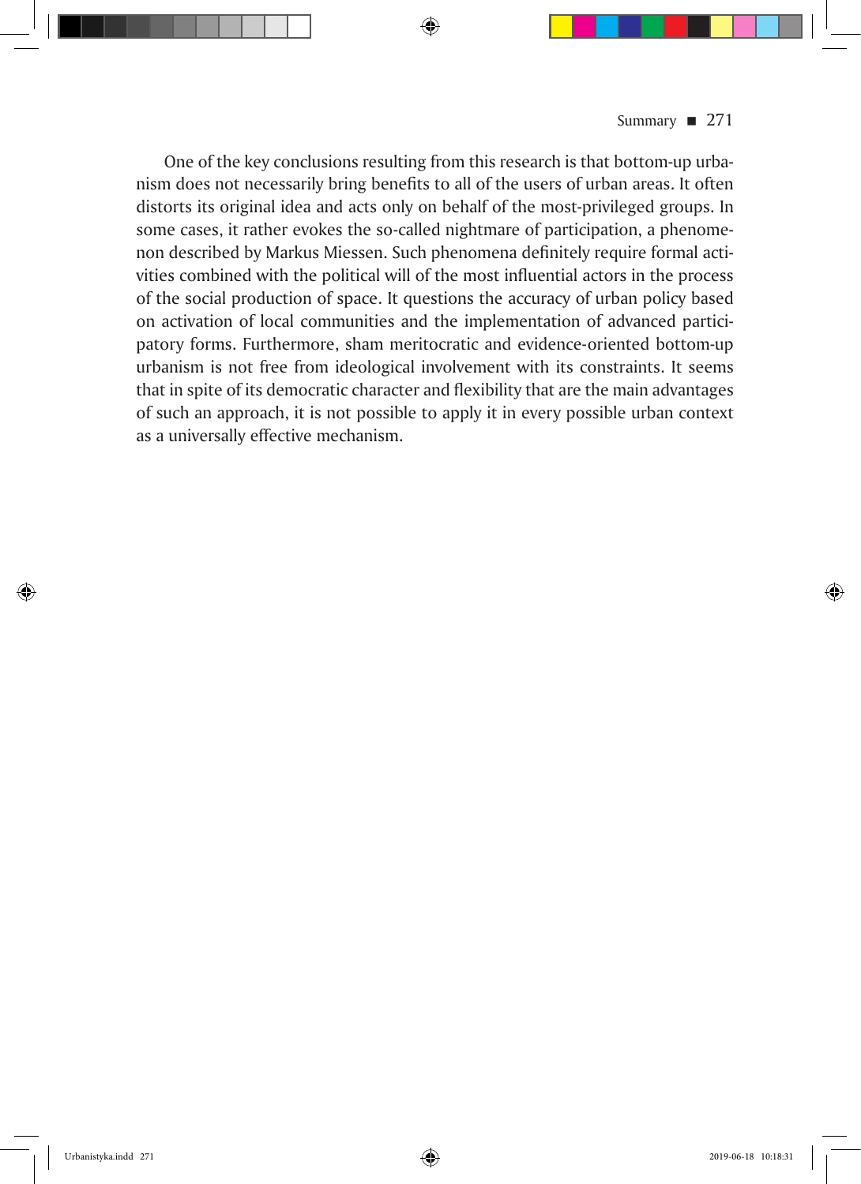One of the key conclusions resulting from this research is that bottom-up urbanism does not necessarily bring benefits to all of the users of urban areas. It often distorts its original idea and acts only on behalf of the most-privileged groups. In some cases, it rather evokes the so-called nightmare of participation, a phenomenon described by Markus Miessen. Such phenomena definitely require formal activities combined with the political will of the most influential actors in the process of the social production of space. It questions the accuracy of urban policy based on activation of local communities and the implementation of advanced participatory forms. Furthermore, sham meritocratic and evidence-oriented bottom-up urbanism is not free from ideological involvement with its constraints. It seems that in spite of its democratic character and flexibility that are the main advantages of such an approach, it is not possible to apply it in every possible urban context as a universally effective mechanism.